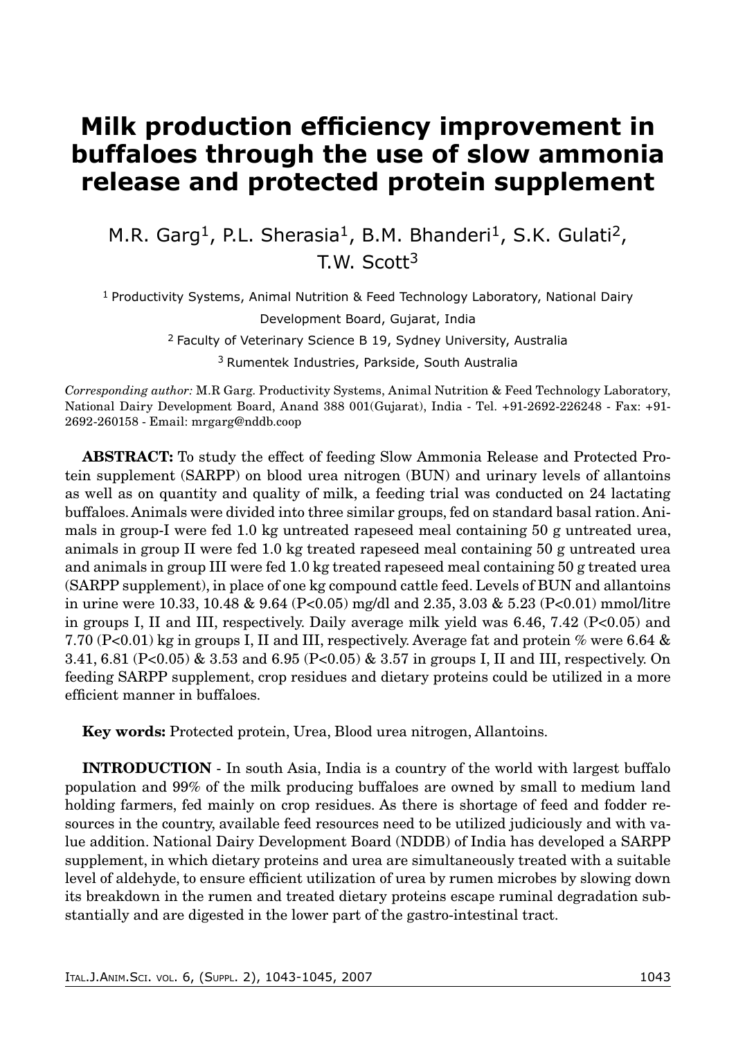# Milk production efficiency improvement in buffaloes through the use of slow ammonia release and protected protein supplement

M.R. Garg[1], P.L. Sherasia[1], B.M. Bhanderi[1], S.K. Gulati[2], T.W. Scott[3]

[1] Productivity Systems, Animal Nutrition & Feed Technology Laboratory, National Dairy Development Board, Gujarat, India

[2] Faculty of Veterinary Science B 19, Sydney University, Australia

[3] Rumentek Industries, Parkside, South Australia

*Corresponding author:* M.R Garg. Productivity Systems, Animal Nutrition & Feed Technology Laboratory, National Dairy Development Board, Anand 388 001(Gujarat), India - Tel. +91-2692-226248 - Fax: +91-2692-260158 - Email: mrgarg@nddb.coop

**ABSTRACT:** To study the effect of feeding Slow Ammonia Release and Protected Protein supplement (SARPP) on blood urea nitrogen (BUN) and urinary levels of allantoins as well as on quantity and quality of milk, a feeding trial was conducted on 24 lactating buffaloes. Animals were divided into three similar groups, fed on standard basal ration. Animals in group-I were fed 1.0 kg untreated rapeseed meal containing 50 g untreated urea, animals in group II were fed 1.0 kg treated rapeseed meal containing 50 g untreated urea and animals in group III were fed 1.0 kg treated rapeseed meal containing 50 g treated urea (SARPP supplement), in place of one kg compound cattle feed. Levels of BUN and allantoins in urine were 10.33, 10.48 & 9.64 ($P<0.05$) mg/dl and 2.35, 3.03 & 5.23 ($P<0.01$) mmol/litre in groups I, II and III, respectively. Daily average milk yield was 6.46, 7.42 ($P<0.05$) and 7.70 ($P<0.01$) kg in groups I, II and III, respectively. Average fat and protein % were 6.64 & 3.41, 6.81 ($P<0.05$) & 3.53 and 6.95 ($P<0.05$) & 3.57 in groups I, II and III, respectively. On feeding SARPP supplement, crop residues and dietary proteins could be utilized in a more efficient manner in buffaloes.

**Key words:** Protected protein, Urea, Blood urea nitrogen, Allantoins.

**INTRODUCTION** - In south Asia, India is a country of the world with largest buffalo population and 99% of the milk producing buffaloes are owned by small to medium land holding farmers, fed mainly on crop residues. As there is shortage of feed and fodder resources in the country, available feed resources need to be utilized judiciously and with value addition. National Dairy Development Board (NDDB) of India has developed a SARPP supplement, in which dietary proteins and urea are simultaneously treated with a suitable level of aldehyde, to ensure efficient utilization of urea by rumen microbes by slowing down its breakdown in the rumen and treated dietary proteins escape ruminal degradation substantially and are digested in the lower part of the gastro-intestinal tract.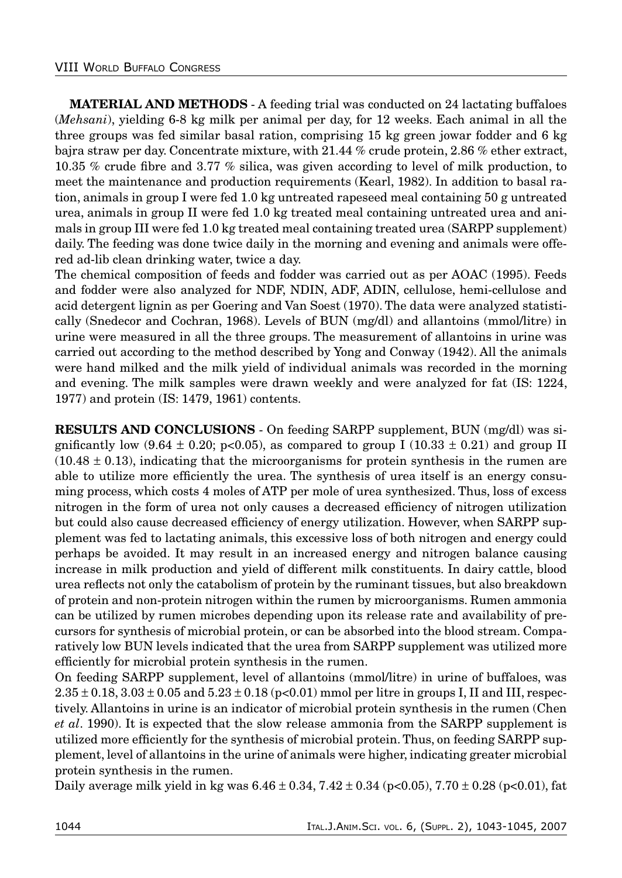**MATERIAL AND METHODS** - A feeding trial was conducted on 24 lactating buffaloes (*Mehsani*), yielding 6-8 kg milk per animal per day, for 12 weeks. Each animal in all the three groups was fed similar basal ration, comprising 15 kg green jowar fodder and 6 kg bajra straw per day. Concentrate mixture, with 21.44 % crude protein, 2.86 % ether extract, 10.35 % crude fibre and 3.77 % silica, was given according to level of milk production, to meet the maintenance and production requirements (Kearl, 1982). In addition to basal ration, animals in group I were fed 1.0 kg untreated rapeseed meal containing 50 g untreated urea, animals in group II were fed 1.0 kg treated meal containing untreated urea and animals in group III were fed 1.0 kg treated meal containing treated urea (SARPP supplement) daily. The feeding was done twice daily in the morning and evening and animals were offered ad-lib clean drinking water, twice a day.

The chemical composition of feeds and fodder was carried out as per AOAC (1995). Feeds and fodder were also analyzed for NDF, NDIN, ADF, ADIN, cellulose, hemi-cellulose and acid detergent lignin as per Goering and Van Soest (1970). The data were analyzed statistically (Snedecor and Cochran, 1968). Levels of BUN (mg/dl) and allantoins (mmol/litre) in urine were measured in all the three groups. The measurement of allantoins in urine was carried out according to the method described by Yong and Conway (1942). All the animals were hand milked and the milk yield of individual animals was recorded in the morning and evening. The milk samples were drawn weekly and were analyzed for fat (IS: 1224, 1977) and protein (IS: 1479, 1961) contents.

**RESULTS AND CONCLUSIONS** - On feeding SARPP supplement, BUN (mg/dl) was significantly low ($9.64 \pm 0.20$; $p<0.05$), as compared to group I ($10.33 \pm 0.21$) and group II ($10.48 \pm 0.13$), indicating that the microorganisms for protein synthesis in the rumen are able to utilize more efficiently the urea. The synthesis of urea itself is an energy consuming process, which costs 4 moles of ATP per mole of urea synthesized. Thus, loss of excess nitrogen in the form of urea not only causes a decreased efficiency of nitrogen utilization but could also cause decreased efficiency of energy utilization. However, when SARPP supplement was fed to lactating animals, this excessive loss of both nitrogen and energy could perhaps be avoided. It may result in an increased energy and nitrogen balance causing increase in milk production and yield of different milk constituents. In dairy cattle, blood urea reflects not only the catabolism of protein by the ruminant tissues, but also breakdown of protein and non-protein nitrogen within the rumen by microorganisms. Rumen ammonia can be utilized by rumen microbes depending upon its release rate and availability of precursors for synthesis of microbial protein, or can be absorbed into the blood stream. Comparatively low BUN levels indicated that the urea from SARPP supplement was utilized more efficiently for microbial protein synthesis in the rumen.

On feeding SARPP supplement, level of allantoins (mmol/litre) in urine of buffaloes, was $2.35 \pm 0.18$, $3.03 \pm 0.05$ and $5.23 \pm 0.18$ ($p<0.01$) mmol per litre in groups I, II and III, respectively. Allantoins in urine is an indicator of microbial protein synthesis in the rumen (Chen *et al*. 1990). It is expected that the slow release ammonia from the SARPP supplement is utilized more efficiently for the synthesis of microbial protein. Thus, on feeding SARPP supplement, level of allantoins in the urine of animals were higher, indicating greater microbial protein synthesis in the rumen.

Daily average milk yield in kg was $6.46 \pm 0.34$, $7.42 \pm 0.34$ ($p<0.05$), $7.70 \pm 0.28$ ($p<0.01$), fat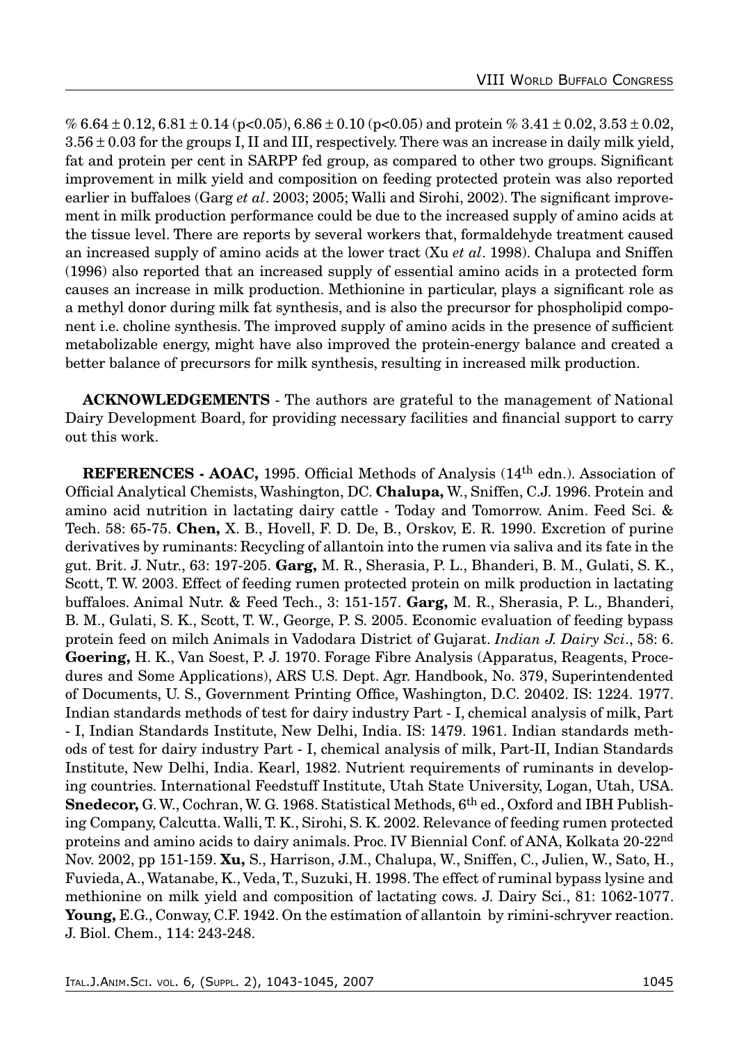% $6.64 \pm 0.12$, $6.81 \pm 0.14$ ($p<0.05$), $6.86 \pm 0.10$ ($p<0.05$) and protein % $3.41 \pm 0.02$, $3.53 \pm 0.02$, $3.56 \pm 0.03$ for the groups I, II and III, respectively. There was an increase in daily milk yield, fat and protein per cent in SARPP fed group, as compared to other two groups. Significant improvement in milk yield and composition on feeding protected protein was also reported earlier in buffaloes (Garg *et al*. 2003; 2005; Walli and Sirohi, 2002). The significant improvement in milk production performance could be due to the increased supply of amino acids at the tissue level. There are reports by several workers that, formaldehyde treatment caused an increased supply of amino acids at the lower tract (Xu *et al*. 1998). Chalupa and Sniffen (1996) also reported that an increased supply of essential amino acids in a protected form causes an increase in milk production. Methionine in particular, plays a significant role as a methyl donor during milk fat synthesis, and is also the precursor for phospholipid component i.e. choline synthesis. The improved supply of amino acids in the presence of sufficient metabolizable energy, might have also improved the protein-energy balance and created a better balance of precursors for milk synthesis, resulting in increased milk production.

**ACKNOWLEDGEMENTS** - The authors are grateful to the management of National Dairy Development Board, for providing necessary facilities and financial support to carry out this work.

**REFERENCES - AOAC,** 1995. Official Methods of Analysis (14th edn.). Association of Official Analytical Chemists, Washington, DC. **Chalupa,** W., Sniffen, C.J. 1996. Protein and amino acid nutrition in lactating dairy cattle - Today and Tomorrow. Anim. Feed Sci. & Tech. 58: 65-75. **Chen,** X. B., Hovell, F. D. De, B., Orskov, E. R. 1990. Excretion of purine derivatives by ruminants: Recycling of allantoin into the rumen via saliva and its fate in the gut. Brit. J. Nutr., 63: 197-205. **Garg,** M. R., Sherasia, P. L., Bhanderi, B. M., Gulati, S. K., Scott, T. W. 2003. Effect of feeding rumen protected protein on milk production in lactating buffaloes. Animal Nutr. & Feed Tech., 3: 151-157. **Garg,** M. R., Sherasia, P. L., Bhanderi, B. M., Gulati, S. K., Scott, T. W., George, P. S. 2005. Economic evaluation of feeding bypass protein feed on milch Animals in Vadodara District of Gujarat. *Indian J. Dairy Sci*., 58: 6. **Goering,** H. K., Van Soest, P. J. 1970. Forage Fibre Analysis (Apparatus, Reagents, Procedures and Some Applications), ARS U.S. Dept. Agr. Handbook, No. 379, Superintendented of Documents, U. S., Government Printing Office, Washington, D.C. 20402. IS: 1224. 1977. Indian standards methods of test for dairy industry Part - I, chemical analysis of milk, Part - I, Indian Standards Institute, New Delhi, India. IS: 1479. 1961. Indian standards methods of test for dairy industry Part - I, chemical analysis of milk, Part-II, Indian Standards Institute, New Delhi, India. Kearl, 1982. Nutrient requirements of ruminants in developing countries. International Feedstuff Institute, Utah State University, Logan, Utah, USA. **Snedecor,** G. W., Cochran, W. G. 1968. Statistical Methods, 6th ed., Oxford and IBH Publishing Company, Calcutta. Walli, T. K., Sirohi, S. K. 2002. Relevance of feeding rumen protected proteins and amino acids to dairy animals. Proc. IV Biennial Conf. of ANA, Kolkata 20-22nd Nov. 2002, pp 151-159. **Xu,** S., Harrison, J.M., Chalupa, W., Sniffen, C., Julien, W., Sato, H., Fuvieda, A., Watanabe, K., Veda, T., Suzuki, H. 1998. The effect of ruminal bypass lysine and methionine on milk yield and composition of lactating cows. J. Dairy Sci., 81: 1062-1077. **Young,** E.G., Conway, C.F. 1942. On the estimation of allantoin by rimini-schryver reaction. J. Biol. Chem., 114: 243-248.